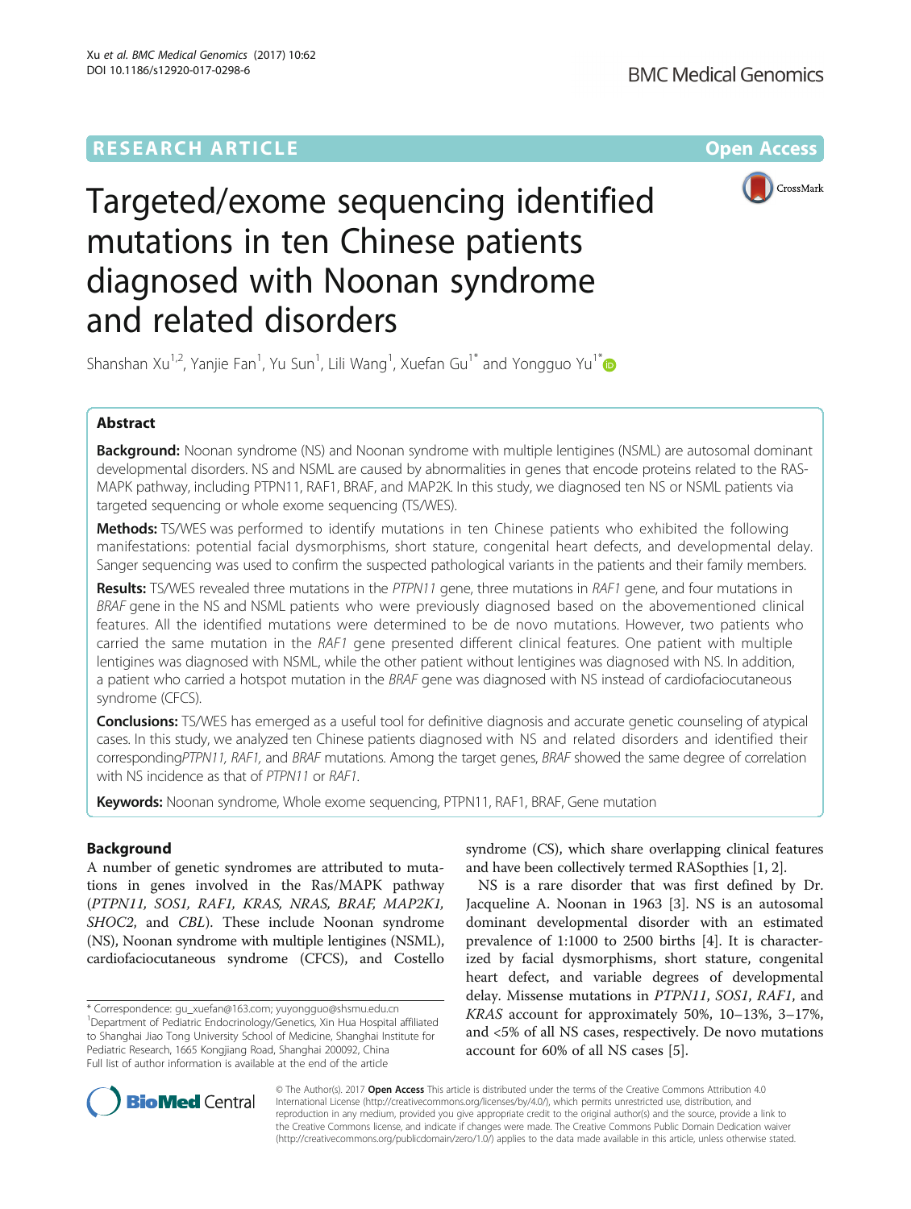RESEARCH ARTICLE

Open Access

# Targeted/exome sequencing identified mutations in ten Chinese patients diagnosed with Noonan syndrome and related disorders

Shanshan Xu[1,2], Yanjie Fan[1], Yu Sun[1], Lili Wang[1], Xuefan Gu[1*] and Yongguo Yu[1*]

## Abstract

**Background:** Noonan syndrome (NS) and Noonan syndrome with multiple lentigines (NSML) are autosomal dominant developmental disorders. NS and NSML are caused by abnormalities in genes that encode proteins related to the RAS-MAPK pathway, including PTPN11, RAF1, BRAF, and MAP2K. In this study, we diagnosed ten NS or NSML patients via targeted sequencing or whole exome sequencing (TS/WES).

**Methods:** TS/WES was performed to identify mutations in ten Chinese patients who exhibited the following manifestations: potential facial dysmorphisms, short stature, congenital heart defects, and developmental delay. Sanger sequencing was used to confirm the suspected pathological variants in the patients and their family members.

**Results:** TS/WES revealed three mutations in the *PTPN11* gene, three mutations in *RAF1* gene, and four mutations in *BRAF* gene in the NS and NSML patients who were previously diagnosed based on the abovementioned clinical features. All the identified mutations were determined to be de novo mutations. However, two patients who carried the same mutation in the *RAF1* gene presented different clinical features. One patient with multiple lentigines was diagnosed with NSML, while the other patient without lentigines was diagnosed with NS. In addition, a patient who carried a hotspot mutation in the *BRAF* gene was diagnosed with NS instead of cardiofaciocutaneous syndrome (CFCS).

**Conclusions:** TS/WES has emerged as a useful tool for definitive diagnosis and accurate genetic counseling of atypical cases. In this study, we analyzed ten Chinese patients diagnosed with NS and related disorders and identified their corresponding*PTPN11, RAF1,* and *BRAF* mutations. Among the target genes, *BRAF* showed the same degree of correlation with NS incidence as that of *PTPN11* or *RAF1*.

**Keywords:** Noonan syndrome, Whole exome sequencing, PTPN11, RAF1, BRAF, Gene mutation

## Background

A number of genetic syndromes are attributed to mutations in genes involved in the Ras/MAPK pathway (*PTPN11, SOS1, RAF1, KRAS, NRAS, BRAF, MAP2K1, SHOC2*, and *CBL*). These include Noonan syndrome (NS), Noonan syndrome with multiple lentigines (NSML), cardiofaciocutaneous syndrome (CFCS), and Costello syndrome (CS), which share overlapping clinical features and have been collectively termed RASopthies [1, 2].

NS is a rare disorder that was first defined by Dr. Jacqueline A. Noonan in 1963 [3]. NS is an autosomal dominant developmental disorder with an estimated prevalence of 1:1000 to 2500 births [4]. It is characterized by facial dysmorphisms, short stature, congenital heart defect, and variable degrees of developmental delay. Missense mutations in *PTPN11*, *SOS1*, *RAF1*, and *KRAS* account for approximately 50%, 10–13%, 3–17%, and <5% of all NS cases, respectively. De novo mutations account for 60% of all NS cases [5].

\* Correspondence: gu_xuefan@163.com; yuyongguo@shsmu.edu.cn
[1]Department of Pediatric Endocrinology/Genetics, Xin Hua Hospital affiliated to Shanghai Jiao Tong University School of Medicine, Shanghai Institute for Pediatric Research, 1665 Kongjiang Road, Shanghai 200092, China
Full list of author information is available at the end of the article

© The Author(s). 2017 **Open Access** This article is distributed under the terms of the Creative Commons Attribution 4.0 International License (http://creativecommons.org/licenses/by/4.0/), which permits unrestricted use, distribution, and reproduction in any medium, provided you give appropriate credit to the original author(s) and the source, provide a link to the Creative Commons license, and indicate if changes were made. The Creative Commons Public Domain Dedication waiver (http://creativecommons.org/publicdomain/zero/1.0/) applies to the data made available in this article, unless otherwise stated.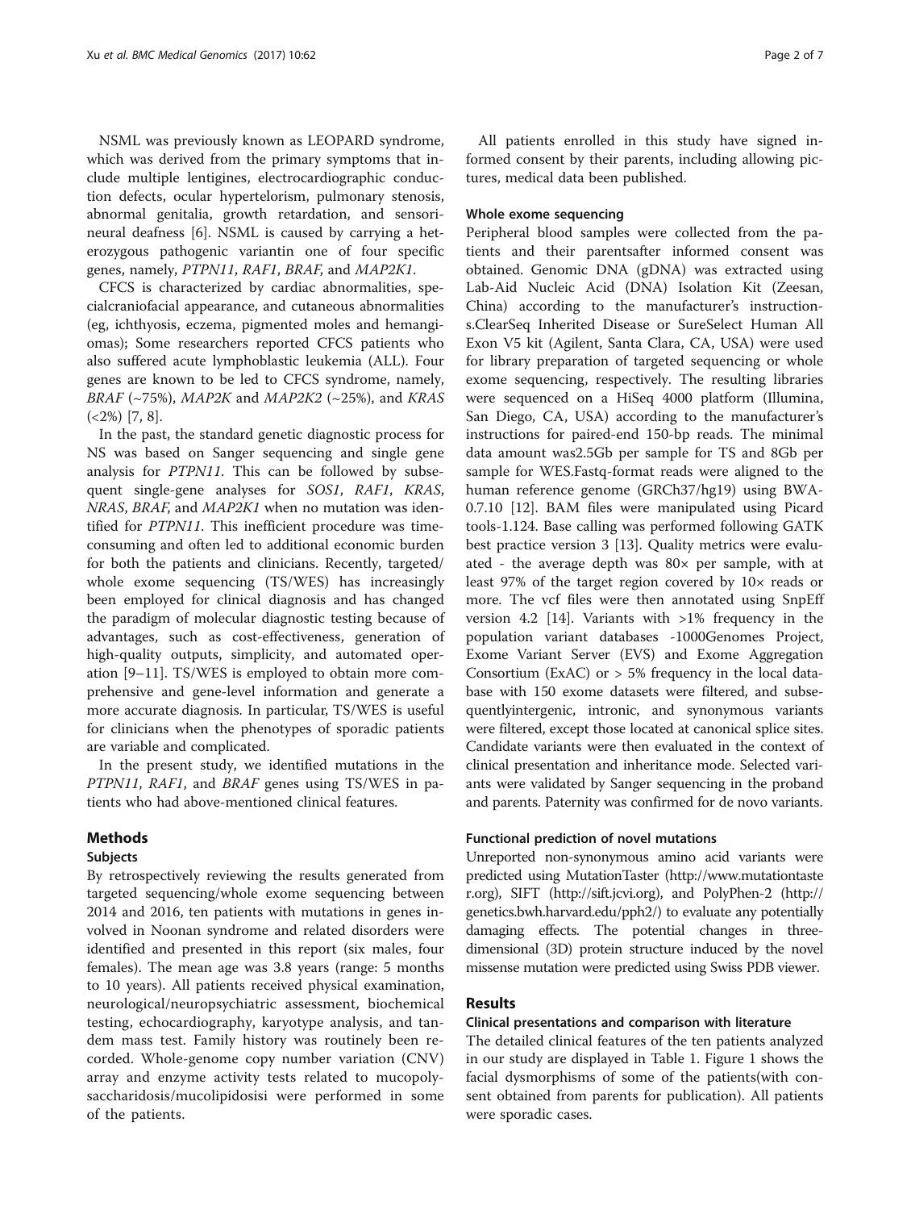NSML was previously known as LEOPARD syndrome, which was derived from the primary symptoms that include multiple lentigines, electrocardiographic conduction defects, ocular hypertelorism, pulmonary stenosis, abnormal genitalia, growth retardation, and sensorineural deafness [6]. NSML is caused by carrying a heterozygous pathogenic variantin one of four specific genes, namely, *PTPN11*, *RAF1*, *BRAF*, and *MAP2K1*.

CFCS is characterized by cardiac abnormalities, specialcraniofacial appearance, and cutaneous abnormalities (eg, ichthyosis, eczema, pigmented moles and hemangiomas); Some researchers reported CFCS patients who also suffered acute lymphoblastic leukemia (ALL). Four genes are known to be led to CFCS syndrome, namely, *BRAF* (~75%), *MAP2K* and *MAP2K2* (~25%), and *KRAS* (<2%) [7, 8].

In the past, the standard genetic diagnostic process for NS was based on Sanger sequencing and single gene analysis for *PTPN11*. This can be followed by subsequent single-gene analyses for *SOS1*, *RAF1*, *KRAS*, *NRAS*, *BRAF*, and *MAP2K1* when no mutation was identified for *PTPN11*. This inefficient procedure was time-consuming and often led to additional economic burden for both the patients and clinicians. Recently, targeted/whole exome sequencing (TS/WES) has increasingly been employed for clinical diagnosis and has changed the paradigm of molecular diagnostic testing because of advantages, such as cost-effectiveness, generation of high-quality outputs, simplicity, and automated operation [9–11]. TS/WES is employed to obtain more comprehensive and gene-level information and generate a more accurate diagnosis. In particular, TS/WES is useful for clinicians when the phenotypes of sporadic patients are variable and complicated.

In the present study, we identified mutations in the *PTPN11*, *RAF1*, and *BRAF* genes using TS/WES in patients who had above-mentioned clinical features.

## Methods

### Subjects

By retrospectively reviewing the results generated from targeted sequencing/whole exome sequencing between 2014 and 2016, ten patients with mutations in genes involved in Noonan syndrome and related disorders were identified and presented in this report (six males, four females). The mean age was 3.8 years (range: 5 months to 10 years). All patients received physical examination, neurological/neuropsychiatric assessment, biochemical testing, echocardiography, karyotype analysis, and tandem mass test. Family history was routinely been recorded. Whole-genome copy number variation (CNV) array and enzyme activity tests related to mucopolysaccharidosis/mucolipidosisi were performed in some of the patients.

All patients enrolled in this study have signed informed consent by their parents, including allowing pictures, medical data been published.

### Whole exome sequencing

Peripheral blood samples were collected from the patients and their parentsafter informed consent was obtained. Genomic DNA (gDNA) was extracted using Lab-Aid Nucleic Acid (DNA) Isolation Kit (Zeesan, China) according to the manufacturer's instructions.ClearSeq Inherited Disease or SureSelect Human All Exon V5 kit (Agilent, Santa Clara, CA, USA) were used for library preparation of targeted sequencing or whole exome sequencing, respectively. The resulting libraries were sequenced on a HiSeq 4000 platform (Illumina, San Diego, CA, USA) according to the manufacturer's instructions for paired-end 150-bp reads. The minimal data amount was2.5Gb per sample for TS and 8Gb per sample for WES.Fastq-format reads were aligned to the human reference genome (GRCh37/hg19) using BWA-0.7.10 [12]. BAM files were manipulated using Picard tools-1.124. Base calling was performed following GATK best practice version 3 [13]. Quality metrics were evaluated - the average depth was 80× per sample, with at least 97% of the target region covered by 10× reads or more. The vcf files were then annotated using SnpEff version 4.2 [14]. Variants with >1% frequency in the population variant databases -1000Genomes Project, Exome Variant Server (EVS) and Exome Aggregation Consortium (ExAC) or > 5% frequency in the local database with 150 exome datasets were filtered, and subsequentlyintergenic, intronic, and synonymous variants were filtered, except those located at canonical splice sites. Candidate variants were then evaluated in the context of clinical presentation and inheritance mode. Selected variants were validated by Sanger sequencing in the proband and parents. Paternity was confirmed for de novo variants.

### Functional prediction of novel mutations

Unreported non-synonymous amino acid variants were predicted using MutationTaster (http://www.mutationtaster.org), SIFT (http://sift.jcvi.org), and PolyPhen-2 (http://genetics.bwh.harvard.edu/pph2/) to evaluate any potentially damaging effects. The potential changes in three-dimensional (3D) protein structure induced by the novel missense mutation were predicted using Swiss PDB viewer.

## Results

### Clinical presentations and comparison with literature

The detailed clinical features of the ten patients analyzed in our study are displayed in Table 1. Figure 1 shows the facial dysmorphisms of some of the patients(with consent obtained from parents for publication). All patients were sporadic cases.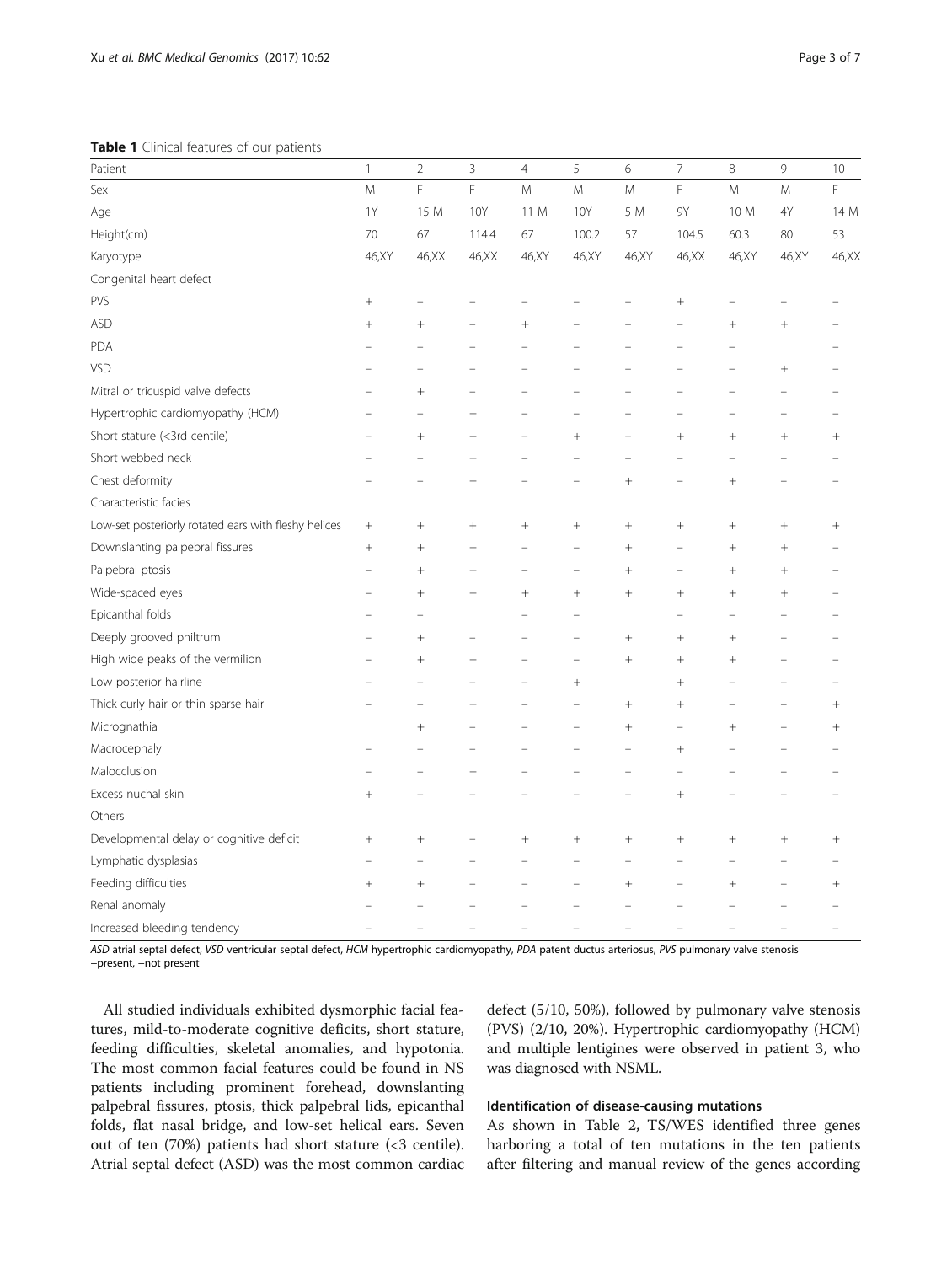**Table 1** Clinical features of our patients

| Patient | 1 | 2 | 3 | 4 | 5 | 6 | 7 | 8 | 9 | 10 |
|---|---|---|---|---|---|---|---|---|---|---|
| Sex | M | F | F | M | M | M | F | M | M | F |
| Age | 1Y | 15 M | 10Y | 11 M | 10Y | 5 M | 9Y | 10 M | 4Y | 14 M |
| Height(cm) | 70 | 67 | 114.4 | 67 | 100.2 | 57 | 104.5 | 60.3 | 80 | 53 |
| Karyotype | 46,XY | 46,XX | 46,XX | 46,XY | 46,XY | 46,XY | 46,XX | 46,XY | 46,XY | 46,XX |
| Congenital heart defect | | | | | | | | | | |
| PVS | + | − | − | − | − | − | + | − | − | − |
| ASD | + | + | − | + | − | − | − | + | + | − |
| PDA | − | − | − | − | − | − | − | − | | − |
| VSD | − | − | − | − | − | − | − | − | + | − |
| Mitral or tricuspid valve defects | − | + | − | − | − | − | − | − | − | − |
| Hypertrophic cardiomyopathy (HCM) | − | − | + | − | − | − | − | − | − | − |
| Short stature (<3rd centile) | − | + | + | − | + | − | + | + | + | + |
| Short webbed neck | − | − | + | − | − | − | − | − | − | − |
| Chest deformity | − | − | + | − | − | + | − | + | − | − |
| Characteristic facies | | | | | | | | | | |
| Low-set posteriorly rotated ears with fleshy helices | + | + | + | + | + | + | + | + | + | + |
| Downslanting palpebral fissures | + | + | + | − | − | + | − | + | + | − |
| Palpebral ptosis | − | + | + | − | − | + | − | + | + | − |
| Wide-spaced eyes | − | + | + | + | + | + | + | + | + | − |
| Epicanthal folds | − | − | | − | − | | − | − | − | − |
| Deeply grooved philtrum | − | + | − | − | − | + | + | + | − | − |
| High wide peaks of the vermilion | − | + | + | − | − | + | + | + | − | − |
| Low posterior hairline | − | − | − | − | + | | + | − | − | − |
| Thick curly hair or thin sparse hair | − | − | + | − | − | + | + | − | − | + |
| Micrognathia | | + | − | − | − | + | − | + | − | + |
| Macrocephaly | − | − | − | − | − | − | + | − | − | − |
| Malocclusion | − | − | + | − | − | − | − | − | − | − |
| Excess nuchal skin | + | − | − | − | − | − | + | − | − | − |
| Others | | | | | | | | | | |
| Developmental delay or cognitive deficit | + | + | − | + | + | + | + | + | + | + |
| Lymphatic dysplasias | − | − | − | − | − | − | − | − | − | − |
| Feeding difficulties | + | + | − | − | − | + | − | + | − | + |
| Renal anomaly | − | − | − | − | − | − | − | − | − | − |
| Increased bleeding tendency | − | − | − | − | − | − | − | − | − | − |

*ASD* atrial septal defect, *VSD* ventricular septal defect, *HCM* hypertrophic cardiomyopathy, *PDA* patent ductus arteriosus, *PVS* pulmonary valve stenosis
+present, −not present

All studied individuals exhibited dysmorphic facial features, mild-to-moderate cognitive deficits, short stature, feeding difficulties, skeletal anomalies, and hypotonia. The most common facial features could be found in NS patients including prominent forehead, downslanting palpebral fissures, ptosis, thick palpebral lids, epicanthal folds, flat nasal bridge, and low-set helical ears. Seven out of ten (70%) patients had short stature (<3 centile). Atrial septal defect (ASD) was the most common cardiac defect (5/10, 50%), followed by pulmonary valve stenosis (PVS) (2/10, 20%). Hypertrophic cardiomyopathy (HCM) and multiple lentigines were observed in patient 3, who was diagnosed with NSML.

### Identification of disease-causing mutations

As shown in Table 2, TS/WES identified three genes harboring a total of ten mutations in the ten patients after filtering and manual review of the genes according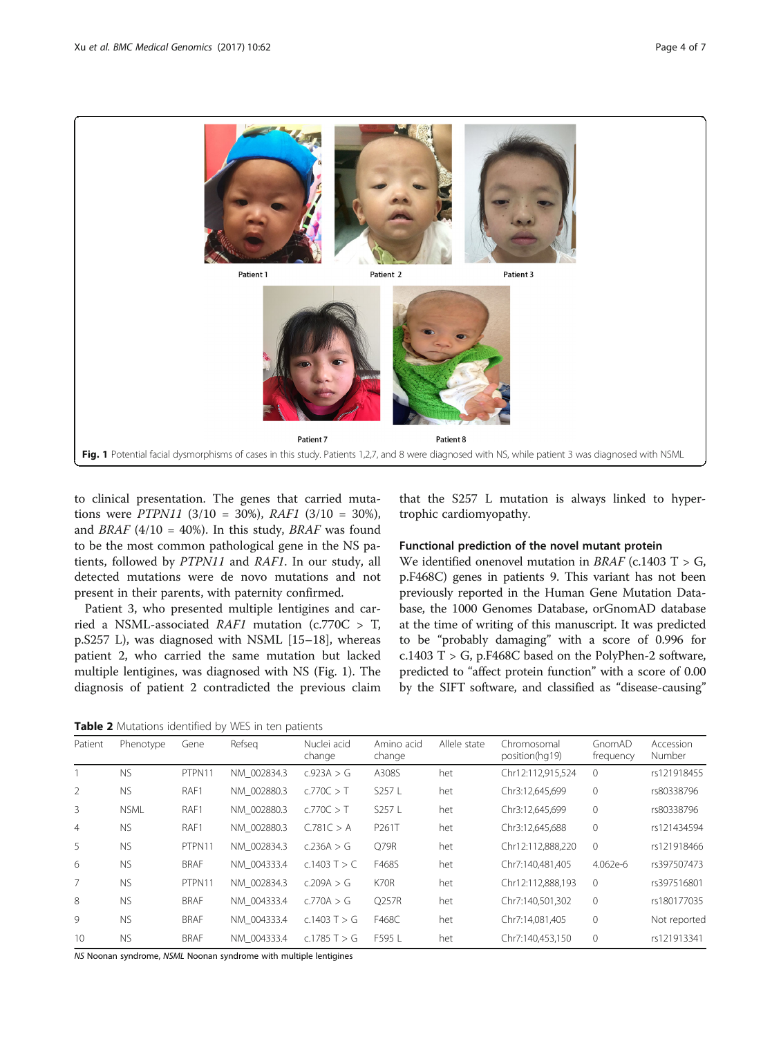Fig. 1 Potential facial dysmorphisms of cases in this study. Patients 1,2,7, and 8 were diagnosed with NS, while patient 3 was diagnosed with NSML

to clinical presentation. The genes that carried mutations were *PTPN11* (3/10 = 30%), *RAF1* (3/10 = 30%), and *BRAF* (4/10 = 40%). In this study, *BRAF* was found to be the most common pathological gene in the NS patients, followed by *PTPN11* and *RAF1*. In our study, all detected mutations were de novo mutations and not present in their parents, with paternity confirmed.

Patient 3, who presented multiple lentigines and carried a NSML-associated *RAF1* mutation (c.770C > T, p.S257 L), was diagnosed with NSML [15–18], whereas patient 2, who carried the same mutation but lacked multiple lentigines, was diagnosed with NS (Fig. 1). The diagnosis of patient 2 contradicted the previous claim that the S257 L mutation is always linked to hypertrophic cardiomyopathy.

### Functional prediction of the novel mutant protein

We identified onenovel mutation in *BRAF* (c.1403 T > G, p.F468C) genes in patients 9. This variant has not been previously reported in the Human Gene Mutation Database, the 1000 Genomes Database, orGnomAD database at the time of writing of this manuscript. It was predicted to be "probably damaging" with a score of 0.996 for c.1403 T > G, p.F468C based on the PolyPhen-2 software, predicted to "affect protein function" with a score of 0.00 by the SIFT software, and classified as "disease-causing"

**Table 2** Mutations identified by WES in ten patients

| Patient | Phenotype | Gene | Refseq | Nuclei acid change | Amino acid change | Allele state | Chromosomal position(hg19) | GnomAD frequency | Accession Number |
|---|---|---|---|---|---|---|---|---|---|
| 1 | NS | PTPN11 | NM_002834.3 | c.923A > G | A308S | het | Chr12:112,915,524 | 0 | rs121918455 |
| 2 | NS | RAF1 | NM_002880.3 | c.770C > T | S257 L | het | Chr3:12,645,699 | 0 | rs80338796 |
| 3 | NSML | RAF1 | NM_002880.3 | c.770C > T | S257 L | het | Chr3:12,645,699 | 0 | rs80338796 |
| 4 | NS | RAF1 | NM_002880.3 | C.781C > A | P261T | het | Chr3:12,645,688 | 0 | rs121434594 |
| 5 | NS | PTPN11 | NM_002834.3 | c.236A > G | Q79R | het | Chr12:112,888,220 | 0 | rs121918466 |
| 6 | NS | BRAF | NM_004333.4 | c.1403 T > C | F468S | het | Chr7:140,481,405 | 4.062e-6 | rs397507473 |
| 7 | NS | PTPN11 | NM_002834.3 | c.209A > G | K70R | het | Chr12:112,888,193 | 0 | rs397516801 |
| 8 | NS | BRAF | NM_004333.4 | c.770A > G | Q257R | het | Chr7:140,501,302 | 0 | rs180177035 |
| 9 | NS | BRAF | NM_004333.4 | c.1403 T > G | F468C | het | Chr7:14,081,405 | 0 | Not reported |
| 10 | NS | BRAF | NM_004333.4 | c.1785 T > G | F595 L | het | Chr7:140,453,150 | 0 | rs121913341 |

*NS* Noonan syndrome, *NSML* Noonan syndrome with multiple lentigines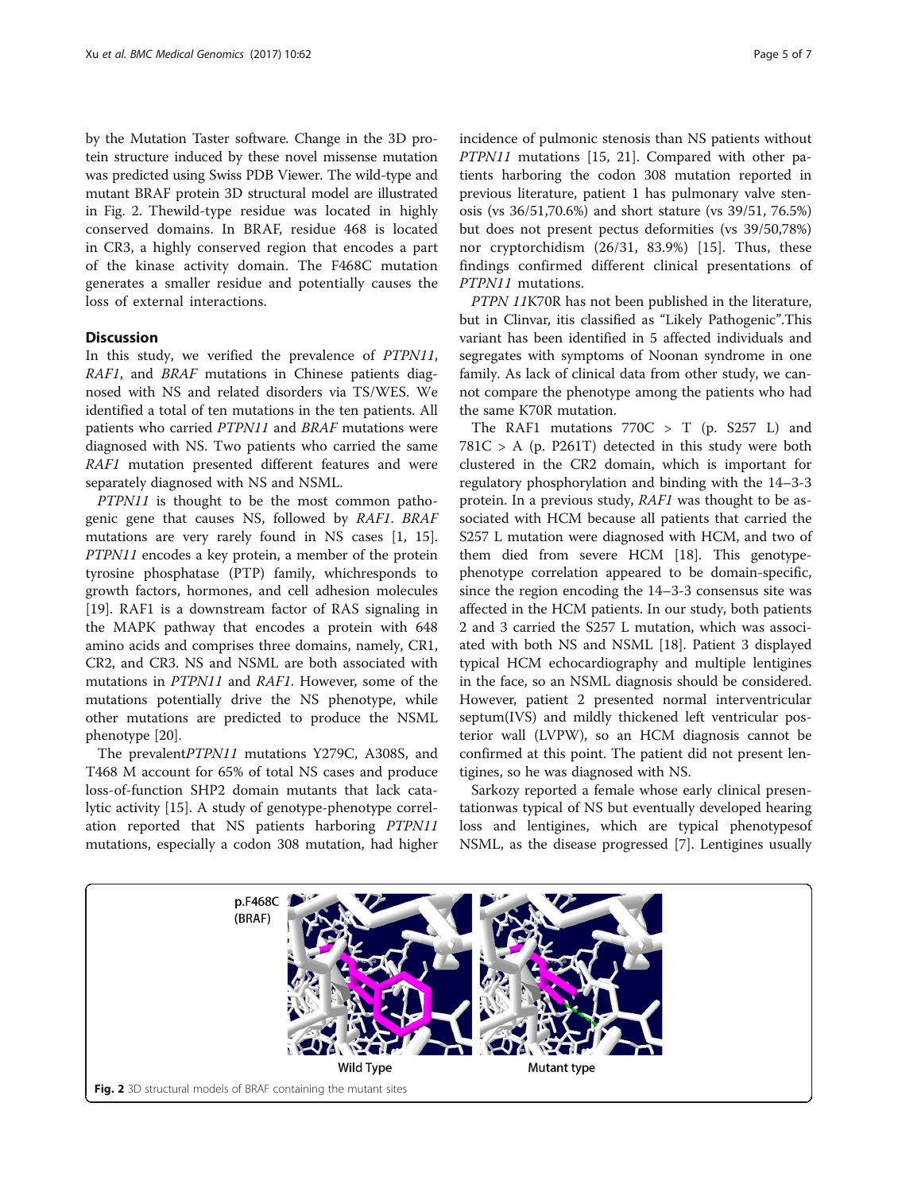by the Mutation Taster software. Change in the 3D protein structure induced by these novel missense mutation was predicted using Swiss PDB Viewer. The wild-type and mutant BRAF protein 3D structural model are illustrated in Fig. 2. Thewild-type residue was located in highly conserved domains. In BRAF, residue 468 is located in CR3, a highly conserved region that encodes a part of the kinase activity domain. The F468C mutation generates a smaller residue and potentially causes the loss of external interactions.

## Discussion

In this study, we verified the prevalence of *PTPN11*, *RAF1*, and *BRAF* mutations in Chinese patients diagnosed with NS and related disorders via TS/WES. We identified a total of ten mutations in the ten patients. All patients who carried *PTPN11* and *BRAF* mutations were diagnosed with NS. Two patients who carried the same *RAF1* mutation presented different features and were separately diagnosed with NS and NSML.

*PTPN11* is thought to be the most common pathogenic gene that causes NS, followed by *RAF1*. *BRAF* mutations are very rarely found in NS cases [1, 15]. *PTPN11* encodes a key protein, a member of the protein tyrosine phosphatase (PTP) family, whichresponds to growth factors, hormones, and cell adhesion molecules [19]. RAF1 is a downstream factor of RAS signaling in the MAPK pathway that encodes a protein with 648 amino acids and comprises three domains, namely, CR1, CR2, and CR3. NS and NSML are both associated with mutations in *PTPN11* and *RAF1*. However, some of the mutations potentially drive the NS phenotype, while other mutations are predicted to produce the NSML phenotype [20].

The prevalent*PTPN11* mutations Y279C, A308S, and T468 M account for 65% of total NS cases and produce loss-of-function SHP2 domain mutants that lack catalytic activity [15]. A study of genotype-phenotype correlation reported that NS patients harboring *PTPN11* mutations, especially a codon 308 mutation, had higher incidence of pulmonic stenosis than NS patients without *PTPN11* mutations [15, 21]. Compared with other patients harboring the codon 308 mutation reported in previous literature, patient 1 has pulmonary valve stenosis (vs 36/51,70.6%) and short stature (vs 39/51, 76.5%) but does not present pectus deformities (vs 39/50,78%) nor cryptorchidism (26/31, 83.9%) [15]. Thus, these findings confirmed different clinical presentations of *PTPN11* mutations.

*PTPN 11*K70R has not been published in the literature, but in Clinvar, itis classified as "Likely Pathogenic".This variant has been identified in 5 affected individuals and segregates with symptoms of Noonan syndrome in one family. As lack of clinical data from other study, we cannot compare the phenotype among the patients who had the same K70R mutation.

The RAF1 mutations 770C > T (p. S257 L) and 781C > A (p. P261T) detected in this study were both clustered in the CR2 domain, which is important for regulatory phosphorylation and binding with the 14–3-3 protein. In a previous study, *RAF1* was thought to be associated with HCM because all patients that carried the S257 L mutation were diagnosed with HCM, and two of them died from severe HCM [18]. This genotype-phenotype correlation appeared to be domain-specific, since the region encoding the 14–3-3 consensus site was affected in the HCM patients. In our study, both patients 2 and 3 carried the S257 L mutation, which was associated with both NS and NSML [18]. Patient 3 displayed typical HCM echocardiography and multiple lentigines in the face, so an NSML diagnosis should be considered. However, patient 2 presented normal interventricular septum(IVS) and mildly thickened left ventricular posterior wall (LVPW), so an HCM diagnosis cannot be confirmed at this point. The patient did not present lentigines, so he was diagnosed with NS.

Sarkozy reported a female whose early clinical presentationwas typical of NS but eventually developed hearing loss and lentigines, which are typical phenotypesof NSML, as the disease progressed [7]. Lentigines usually

**Fig. 2** 3D structural models of BRAF containing the mutant sites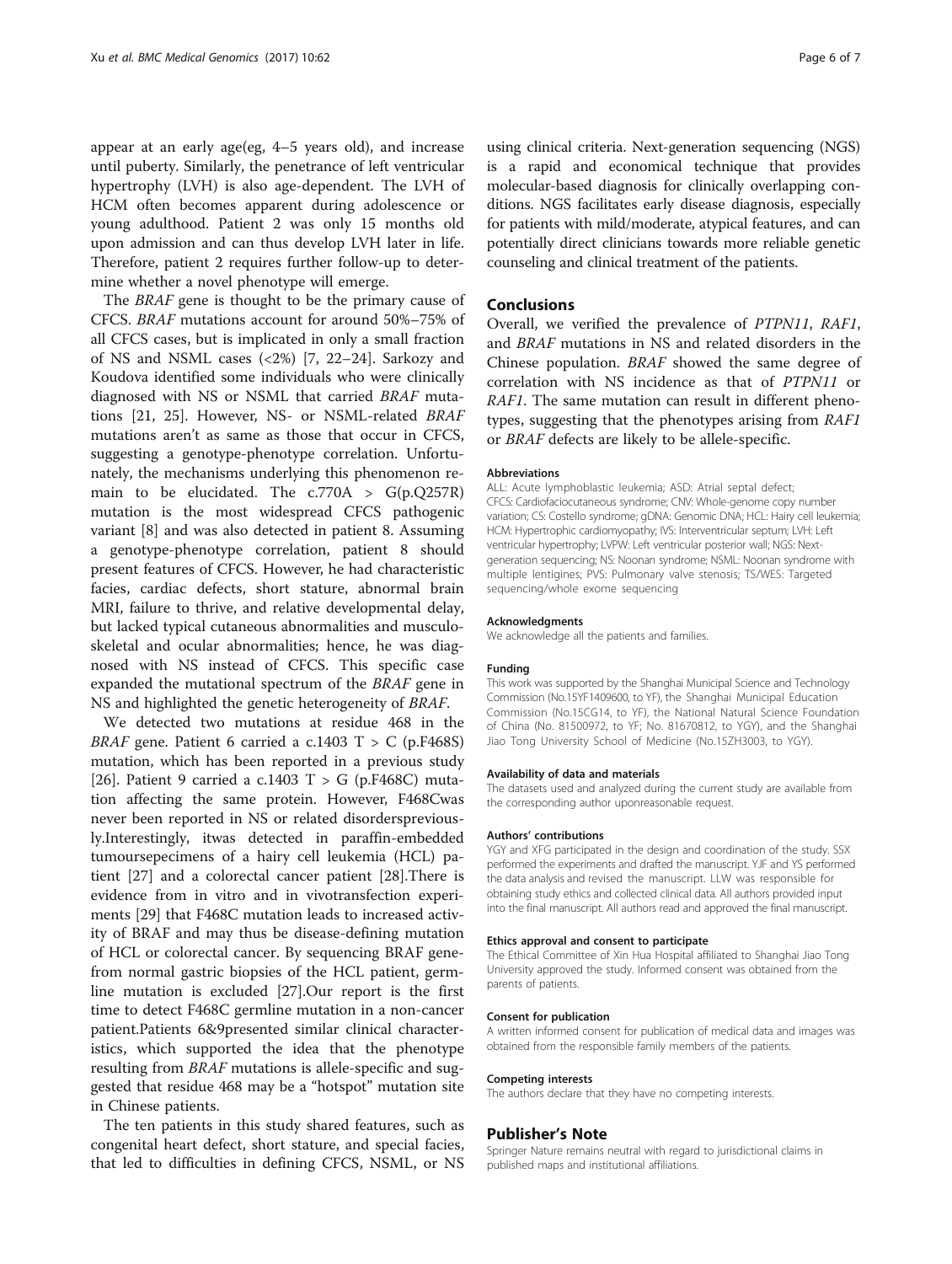appear at an early age(eg, 4–5 years old), and increase until puberty. Similarly, the penetrance of left ventricular hypertrophy (LVH) is also age-dependent. The LVH of HCM often becomes apparent during adolescence or young adulthood. Patient 2 was only 15 months old upon admission and can thus develop LVH later in life. Therefore, patient 2 requires further follow-up to determine whether a novel phenotype will emerge.

The *BRAF* gene is thought to be the primary cause of CFCS. *BRAF* mutations account for around 50%–75% of all CFCS cases, but is implicated in only a small fraction of NS and NSML cases (<2%) [7, 22–24]. Sarkozy and Koudova identified some individuals who were clinically diagnosed with NS or NSML that carried *BRAF* mutations [21, 25]. However, NS- or NSML-related *BRAF* mutations aren't as same as those that occur in CFCS, suggesting a genotype-phenotype correlation. Unfortunately, the mechanisms underlying this phenomenon remain to be elucidated. The c.770A > G(p.Q257R) mutation is the most widespread CFCS pathogenic variant [8] and was also detected in patient 8. Assuming a genotype-phenotype correlation, patient 8 should present features of CFCS. However, he had characteristic facies, cardiac defects, short stature, abnormal brain MRI, failure to thrive, and relative developmental delay, but lacked typical cutaneous abnormalities and musculoskeletal and ocular abnormalities; hence, he was diagnosed with NS instead of CFCS. This specific case expanded the mutational spectrum of the *BRAF* gene in NS and highlighted the genetic heterogeneity of *BRAF*.

We detected two mutations at residue 468 in the *BRAF* gene. Patient 6 carried a c.1403 T > C (p.F468S) mutation, which has been reported in a previous study [26]. Patient 9 carried a c.1403 T > G (p.F468C) mutation affecting the same protein. However, F468Cwas never been reported in NS or related disorderspreviously.Interestingly, itwas detected in paraffin-embedded tumoursepecimens of a hairy cell leukemia (HCL) patient [27] and a colorectal cancer patient [28].There is evidence from in vitro and in vivotransfection experiments [29] that F468C mutation leads to increased activity of BRAF and may thus be disease-defining mutation of HCL or colorectal cancer. By sequencing BRAF genefrom normal gastric biopsies of the HCL patient, germline mutation is excluded [27].Our report is the first time to detect F468C germline mutation in a non-cancer patient.Patients 6&9presented similar clinical characteristics, which supported the idea that the phenotype resulting from *BRAF* mutations is allele-specific and suggested that residue 468 may be a "hotspot" mutation site in Chinese patients.

The ten patients in this study shared features, such as congenital heart defect, short stature, and special facies, that led to difficulties in defining CFCS, NSML, or NS using clinical criteria. Next-generation sequencing (NGS) is a rapid and economical technique that provides molecular-based diagnosis for clinically overlapping conditions. NGS facilitates early disease diagnosis, especially for patients with mild/moderate, atypical features, and can potentially direct clinicians towards more reliable genetic counseling and clinical treatment of the patients.

## Conclusions

Overall, we verified the prevalence of *PTPN11*, *RAF1*, and *BRAF* mutations in NS and related disorders in the Chinese population. *BRAF* showed the same degree of correlation with NS incidence as that of *PTPN11* or *RAF1*. The same mutation can result in different phenotypes, suggesting that the phenotypes arising from *RAF1* or *BRAF* defects are likely to be allele-specific.

#### Abbreviations

ALL: Acute lymphoblastic leukemia; ASD: Atrial septal defect; CFCS: Cardiofaciocutaneous syndrome; CNV: Whole-genome copy number variation; CS: Costello syndrome; gDNA: Genomic DNA; HCL: Hairy cell leukemia; HCM: Hypertrophic cardiomyopathy; IVS: Interventricular septum; LVH: Left ventricular hypertrophy; LVPW: Left ventricular posterior wall; NGS: Next-generation sequencing; NS: Noonan syndrome; NSML: Noonan syndrome with multiple lentigines; PVS: Pulmonary valve stenosis; TS/WES: Targeted sequencing/whole exome sequencing

#### Acknowledgments

We acknowledge all the patients and families.

#### Funding

This work was supported by the Shanghai Municipal Science and Technology Commission (No.15YF1409600, to YF), the Shanghai Municipal Education Commission (No.15CG14, to YF), the National Natural Science Foundation of China (No. 81500972, to YF; No. 81670812, to YGY), and the Shanghai Jiao Tong University School of Medicine (No.15ZH3003, to YGY).

#### Availability of data and materials

The datasets used and analyzed during the current study are available from the corresponding author uponreasonable request.

#### Authors' contributions

YGY and XFG participated in the design and coordination of the study. SSX performed the experiments and drafted the manuscript. YJF and YS performed the data analysis and revised the manuscript. LLW was responsible for obtaining study ethics and collected clinical data. All authors provided input into the final manuscript. All authors read and approved the final manuscript.

#### Ethics approval and consent to participate

The Ethical Committee of Xin Hua Hospital affiliated to Shanghai Jiao Tong University approved the study. Informed consent was obtained from the parents of patients.

#### Consent for publication

A written informed consent for publication of medical data and images was obtained from the responsible family members of the patients.

#### Competing interests

The authors declare that they have no competing interests.

## Publisher's Note

Springer Nature remains neutral with regard to jurisdictional claims in published maps and institutional affiliations.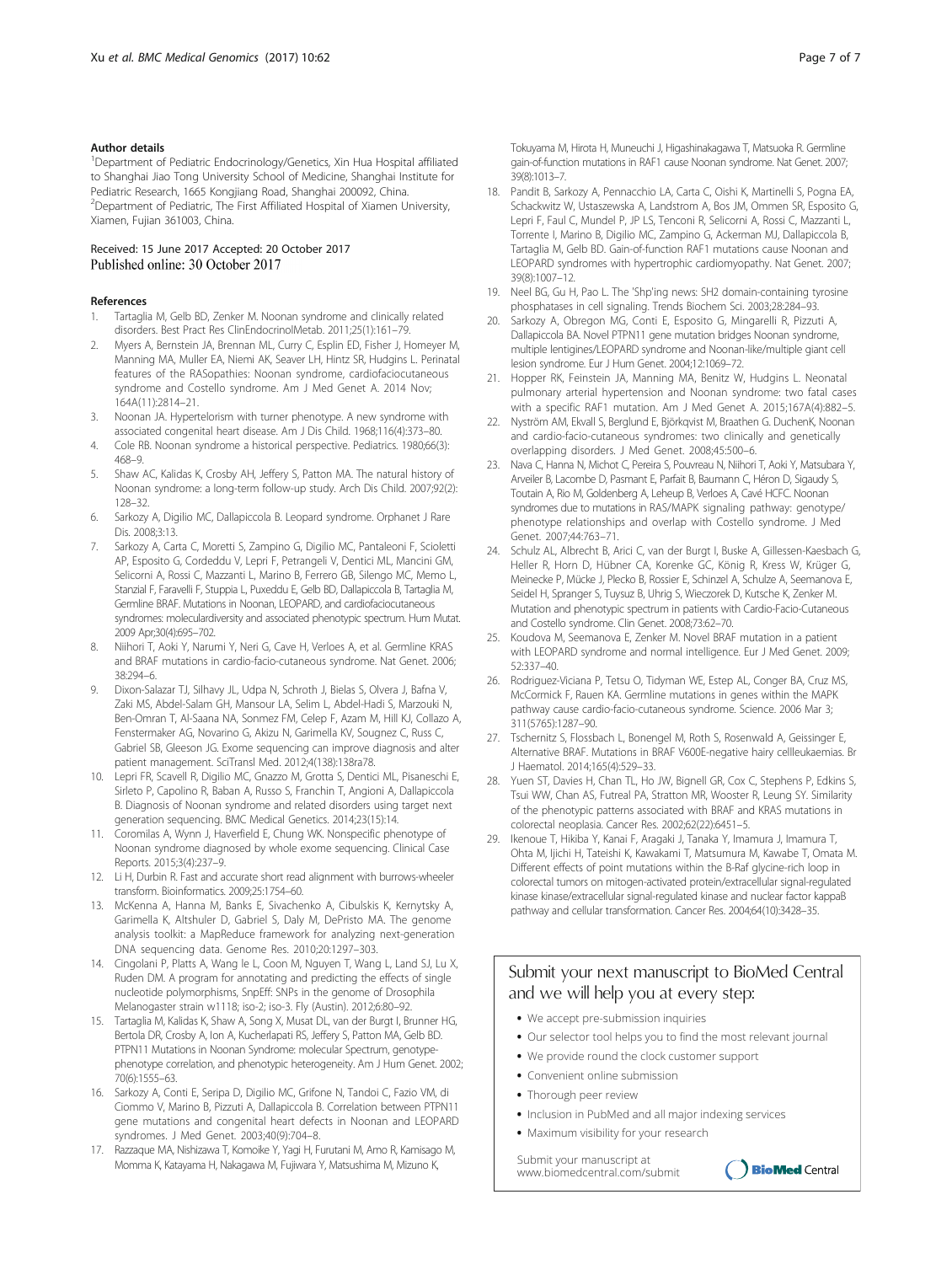## Author details

[1]Department of Pediatric Endocrinology/Genetics, Xin Hua Hospital affiliated to Shanghai Jiao Tong University School of Medicine, Shanghai Institute for Pediatric Research, 1665 Kongjiang Road, Shanghai 200092, China. [2]Department of Pediatric, The First Affiliated Hospital of Xiamen University, Xiamen, Fujian 361003, China.

Received: 15 June 2017 Accepted: 20 October 2017
Published online: 30 October 2017

## References

1. Tartaglia M, Gelb BD, Zenker M. Noonan syndrome and clinically related disorders. Best Pract Res ClinEndocrinolMetab. 2011;25(1):161–79.
2. Myers A, Bernstein JA, Brennan ML, Curry C, Esplin ED, Fisher J, Homeyer M, Manning MA, Muller EA, Niemi AK, Seaver LH, Hintz SR, Hudgins L. Perinatal features of the RASopathies: Noonan syndrome, cardiofaciocutaneous syndrome and Costello syndrome. Am J Med Genet A. 2014 Nov; 164A(11):2814–21.
3. Noonan JA. Hypertelorism with turner phenotype. A new syndrome with associated congenital heart disease. Am J Dis Child. 1968;116(4):373–80.
4. Cole RB. Noonan syndrome a historical perspective. Pediatrics. 1980;66(3): 468–9.
5. Shaw AC, Kalidas K, Crosby AH, Jeffery S, Patton MA. The natural history of Noonan syndrome: a long-term follow-up study. Arch Dis Child. 2007;92(2): 128–32.
6. Sarkozy A, Digilio MC, Dallapiccola B. Leopard syndrome. Orphanet J Rare Dis. 2008;3:13.
7. Sarkozy A, Carta C, Moretti S, Zampino G, Digilio MC, Pantaleoni F, Scioletti AP, Esposito G, Cordeddu V, Lepri F, Petrangeli V, Dentici ML, Mancini GM, Selicorni A, Rossi C, Mazzanti L, Marino B, Ferrero GB, Silengo MC, Memo L, Stanzial F, Faravelli F, Stuppia L, Puxeddu E, Gelb BD, Dallapiccola B, Tartaglia M, Germline BRAF. Mutations in Noonan, LEOPARD, and cardiofaciocutaneous syndromes: moleculardiversity and associated phenotypic spectrum. Hum Mutat. 2009 Apr;30(4):695–702.
8. Niihori T, Aoki Y, Narumi Y, Neri G, Cave H, Verloes A, et al. Germline KRAS and BRAF mutations in cardio-facio-cutaneous syndrome. Nat Genet. 2006; 38:294–6.
9. Dixon-Salazar TJ, Silhavy JL, Udpa N, Schroth J, Bielas S, Olvera J, Bafna V, Zaki MS, Abdel-Salam GH, Mansour LA, Selim L, Abdel-Hadi S, Marzouki N, Ben-Omran T, Al-Saana NA, Sonmez FM, Celep F, Azam M, Hill KJ, Collazo A, Fenstermaker AG, Novarino G, Akizu N, Garimella KV, Sougnez C, Russ C, Gabriel SB, Gleeson JG. Exome sequencing can improve diagnosis and alter patient management. SciTransl Med. 2012;4(138):138ra78.
10. Lepri FR, Scavell R, Digilio MC, Gnazzo M, Grotta S, Dentici ML, Pisaneschi E, Sirleto P, Capolino R, Baban A, Russo S, Franchin T, Angioni A, Dallapiccola B. Diagnosis of Noonan syndrome and related disorders using target next generation sequencing. BMC Medical Genetics. 2014;23(15):14.
11. Coromilas A, Wynn J, Haverfield E, Chung WK. Nonspecific phenotype of Noonan syndrome diagnosed by whole exome sequencing. Clinical Case Reports. 2015;3(4):237–9.
12. Li H, Durbin R. Fast and accurate short read alignment with burrows-wheeler transform. Bioinformatics. 2009;25:1754–60.
13. McKenna A, Hanna M, Banks E, Sivachenko A, Cibulskis K, Kernytsky A, Garimella K, Altshuler D, Gabriel S, Daly M, DePristo MA. The genome analysis toolkit: a MapReduce framework for analyzing next-generation DNA sequencing data. Genome Res. 2010;20:1297–303.
14. Cingolani P, Platts A, Wang le L, Coon M, Nguyen T, Wang L, Land SJ, Lu X, Ruden DM. A program for annotating and predicting the effects of single nucleotide polymorphisms, SnpEff: SNPs in the genome of Drosophila Melanogaster strain w1118; iso-2; iso-3. Fly (Austin). 2012;6:80–92.
15. Tartaglia M, Kalidas K, Shaw A, Song X, Musat DL, van der Burgt I, Brunner HG, Bertola DR, Crosby A, Ion A, Kucherlapati RS, Jeffery S, Patton MA, Gelb BD. PTPN11 Mutations in Noonan Syndrome: molecular Spectrum, genotype-phenotype correlation, and phenotypic heterogeneity. Am J Hum Genet. 2002; 70(6):1555–63.
16. Sarkozy A, Conti E, Seripa D, Digilio MC, Grifone N, Tandoi C, Fazio VM, di Ciommo V, Marino B, Pizzuti A, Dallapiccola B. Correlation between PTPN11 gene mutations and congenital heart defects in Noonan and LEOPARD syndromes. J Med Genet. 2003;40(9):704–8.
17. Razzaque MA, Nishizawa T, Komoike Y, Yagi H, Furutani M, Amo R, Kamisago M, Momma K, Katayama H, Nakagawa M, Fujiwara Y, Matsushima M, Mizuno K, Tokuyama M, Hirota H, Muneuchi J, Higashinakagawa T, Matsuoka R. Germline gain-of-function mutations in RAF1 cause Noonan syndrome. Nat Genet. 2007; 39(8):1013–7.
18. Pandit B, Sarkozy A, Pennacchio LA, Carta C, Oishi K, Martinelli S, Pogna EA, Schackwitz W, Ustaszewska A, Landstrom A, Bos JM, Ommen SR, Esposito G, Lepri F, Faul C, Mundel P, JP LS, Tenconi R, Selicorni A, Rossi C, Mazzanti L, Torrente I, Marino B, Digilio MC, Zampino G, Ackerman MJ, Dallapiccola B, Tartaglia M, Gelb BD. Gain-of-function RAF1 mutations cause Noonan and LEOPARD syndromes with hypertrophic cardiomyopathy. Nat Genet. 2007; 39(8):1007–12.
19. Neel BG, Gu H, Pao L. The 'Shp'ing news: SH2 domain-containing tyrosine phosphatases in cell signaling. Trends Biochem Sci. 2003;28:284–93.
20. Sarkozy A, Obregon MG, Conti E, Esposito G, Mingarelli R, Pizzuti A, Dallapiccola BA. Novel PTPN11 gene mutation bridges Noonan syndrome, multiple lentigines/LEOPARD syndrome and Noonan-like/multiple giant cell lesion syndrome. Eur J Hum Genet. 2004;12:1069–72.
21. Hopper RK, Feinstein JA, Manning MA, Benitz W, Hudgins L. Neonatal pulmonary arterial hypertension and Noonan syndrome: two fatal cases with a specific RAF1 mutation. Am J Med Genet A. 2015;167A(4):882–5.
22. Nyström AM, Ekvall S, Berglund E, Björkqvist M, Braathen G. DuchenK, Noonan and cardio-facio-cutaneous syndromes: two clinically and genetically overlapping disorders. J Med Genet. 2008;45:500–6.
23. Nava C, Hanna N, Michot C, Pereira S, Pouvreau N, Niihori T, Aoki Y, Matsubara Y, Arveiler B, Lacombe D, Pasmant E, Parfait B, Baumann C, Héron D, Sigaudy S, Toutain A, Rio M, Goldenberg A, Leheup B, Verloes A, Cavé HCFC. Noonan syndromes due to mutations in RAS/MAPK signaling pathway: genotype/ phenotype relationships and overlap with Costello syndrome. J Med Genet. 2007;44:763–71.
24. Schulz AL, Albrecht B, Arici C, van der Burgt I, Buske A, Gillessen-Kaesbach G, Heller R, Horn D, Hübner CA, Korenke GC, König R, Kress W, Krüger G, Meinecke P, Mücke J, Plecko B, Rossier E, Schinzel A, Schulze A, Seemanova E, Seidel H, Spranger S, Tuysuz B, Uhrig S, Wieczorek D, Kutsche K, Zenker M. Mutation and phenotypic spectrum in patients with Cardio-Facio-Cutaneous and Costello syndrome. Clin Genet. 2008;73:62–70.
25. Koudova M, Seemanova E, Zenker M. Novel BRAF mutation in a patient with LEOPARD syndrome and normal intelligence. Eur J Med Genet. 2009; 52:337–40.
26. Rodriguez-Viciana P, Tetsu O, Tidyman WE, Estep AL, Conger BA, Cruz MS, McCormick F, Rauen KA. Germline mutations in genes within the MAPK pathway cause cardio-facio-cutaneous syndrome. Science. 2006 Mar 3; 311(5765):1287–90.
27. Tschernitz S, Flossbach L, Bonengel M, Roth S, Rosenwald A, Geissinger E, Alternative BRAF. Mutations in BRAF V600E-negative hairy cellleukaemias. Br J Haematol. 2014;165(4):529–33.
28. Yuen ST, Davies H, Chan TL, Ho JW, Bignell GR, Cox C, Stephens P, Edkins S, Tsui WW, Chan AS, Futreal PA, Stratton MR, Wooster R, Leung SY. Similarity of the phenotypic patterns associated with BRAF and KRAS mutations in colorectal neoplasia. Cancer Res. 2002;62(22):6451–5.
29. Ikenoue T, Hikiba Y, Kanai F, Aragaki J, Tanaka Y, Imamura J, Imamura T, Ohta M, Ijichi H, Tateishi K, Kawakami T, Matsumura M, Kawabe T, Omata M. Different effects of point mutations within the B-Raf glycine-rich loop in colorectal tumors on mitogen-activated protein/extracellular signal-regulated kinase kinase/extracellular signal-regulated kinase and nuclear factor kappaB pathway and cellular transformation. Cancer Res. 2004;64(10):3428–35.

Submit your next manuscript to BioMed Central and we will help you at every step:

- We accept pre-submission inquiries
- Our selector tool helps you to find the most relevant journal
- We provide round the clock customer support
- Convenient online submission
- Thorough peer review
- Inclusion in PubMed and all major indexing services
- Maximum visibility for your research

Submit your manuscript at www.biomedcentral.com/submit

BioMed Central